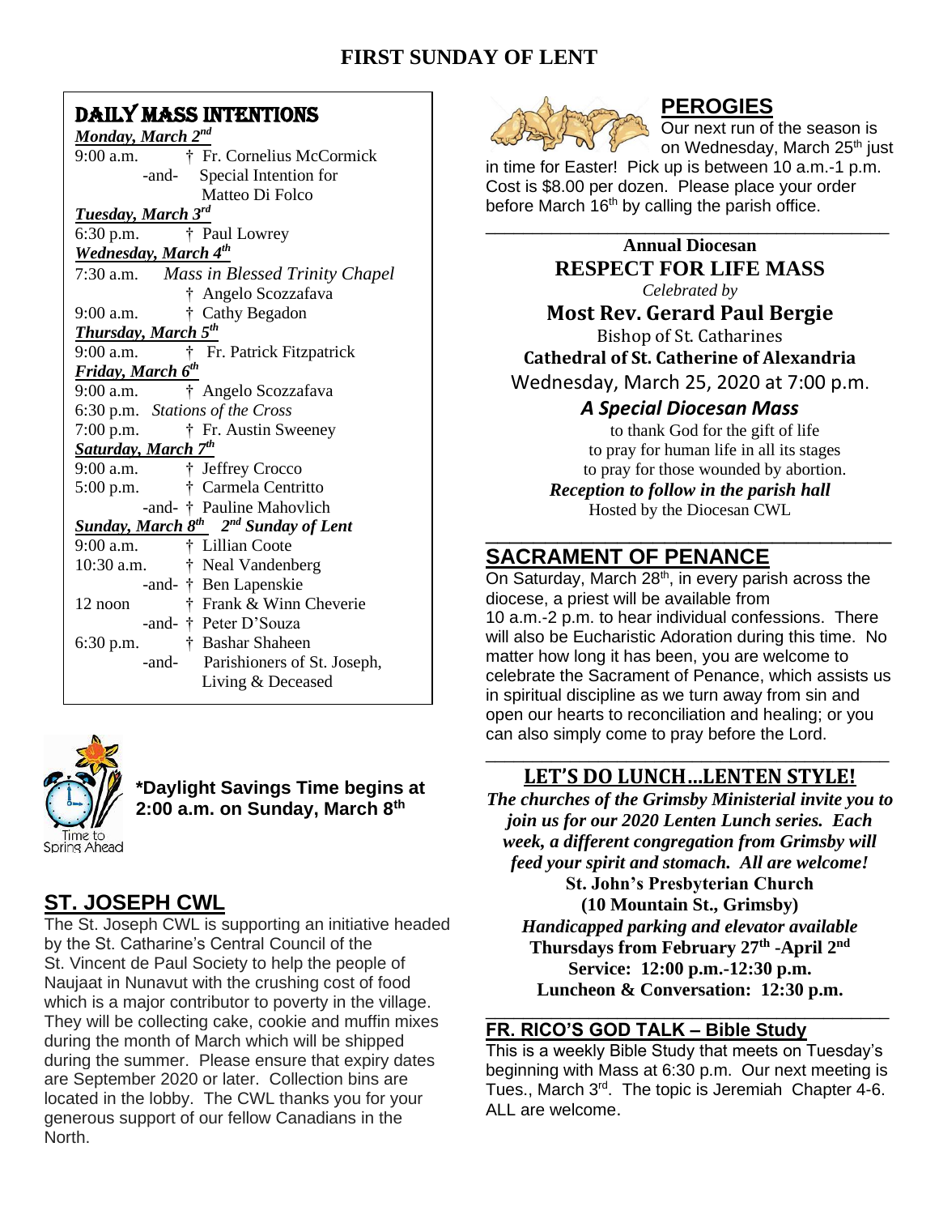# FIRST SUNDAY OF LENT

## DAILY MASS INTENTIONS

***Monday, March 2nd***

9:00 a.m. † Fr. Cornelius McCormick
-and- Special Intention for Matteo Di Folco

***Tuesday, March 3rd***

6:30 p.m. † Paul Lowrey

***Wednesday, March 4th***

7:30 a.m. *Mass in Blessed Trinity Chapel*
† Angelo Scozzafava

9:00 a.m. † Cathy Begadon

***Thursday, March 5th***

9:00 a.m. † Fr. Patrick Fitzpatrick

***Friday, March 6th***

9:00 a.m. † Angelo Scozzafava

6:30 p.m. *Stations of the Cross*

7:00 p.m. † Fr. Austin Sweeney

***Saturday, March 7th***

9:00 a.m. † Jeffrey Crocco

5:00 p.m. † Carmela Centritto
-and- † Pauline Mahovlich

***Sunday, March 8th 2nd Sunday of Lent***

9:00 a.m. † Lillian Coote

10:30 a.m. † Neal Vandenberg
-and- † Ben Lapenskie

12 noon † Frank & Winn Cheverie
-and- † Peter D'Souza

6:30 p.m. † Bashar Shaheen
-and- Parishioners of St. Joseph, Living & Deceased

**\*Daylight Savings Time begins at 2:00 a.m. on Sunday, March 8th**

Time to Spring Ahead

## ST. JOSEPH CWL

The St. Joseph CWL is supporting an initiative headed by the St. Catharine's Central Council of the St. Vincent de Paul Society to help the people of Naujaat in Nunavut with the crushing cost of food which is a major contributor to poverty in the village. They will be collecting cake, cookie and muffin mixes during the month of March which will be shipped during the summer. Please ensure that expiry dates are September 2020 or later. Collection bins are located in the lobby. The CWL thanks you for your generous support of our fellow Canadians in the North.

## PEROGIES

Our next run of the season is on Wednesday, March 25th just in time for Easter! Pick up is between 10 a.m.-1 p.m. Cost is $8.00 per dozen. Please place your order before March 16th by calling the parish office.

---

**Annual Diocesan**

**RESPECT FOR LIFE MASS**

*Celebrated by*

**Most Rev. Gerard Paul Bergie**

Bishop of St. Catharines

**Cathedral of St. Catherine of Alexandria**

Wednesday, March 25, 2020 at 7:00 p.m.

***A Special Diocesan Mass***

to thank God for the gift of life
to pray for human life in all its stages
to pray for those wounded by abortion.

***Reception to follow in the parish hall***

Hosted by the Diocesan CWL

---

## SACRAMENT OF PENANCE

On Saturday, March 28th, in every parish across the diocese, a priest will be available from 10 a.m.-2 p.m. to hear individual confessions. There will also be Eucharistic Adoration during this time. No matter how long it has been, you are welcome to celebrate the Sacrament of Penance, which assists us in spiritual discipline as we turn away from sin and open our hearts to reconciliation and healing; or you can also simply come to pray before the Lord.

---

## LET'S DO LUNCH…LENTEN STYLE!

***The churches of the Grimsby Ministerial invite you to join us for our 2020 Lenten Lunch series. Each week, a different congregation from Grimsby will feed your spirit and stomach. All are welcome!***

**St. John's Presbyterian Church**

**(10 Mountain St., Grimsby)**

***Handicapped parking and elevator available***

**Thursdays from February 27th -April 2nd**

**Service: 12:00 p.m.-12:30 p.m.**

**Luncheon & Conversation: 12:30 p.m.**

---

## FR. RICO'S GOD TALK – Bible Study

This is a weekly Bible Study that meets on Tuesday's beginning with Mass at 6:30 p.m. Our next meeting is Tues., March 3rd. The topic is Jeremiah Chapter 4-6. ALL are welcome.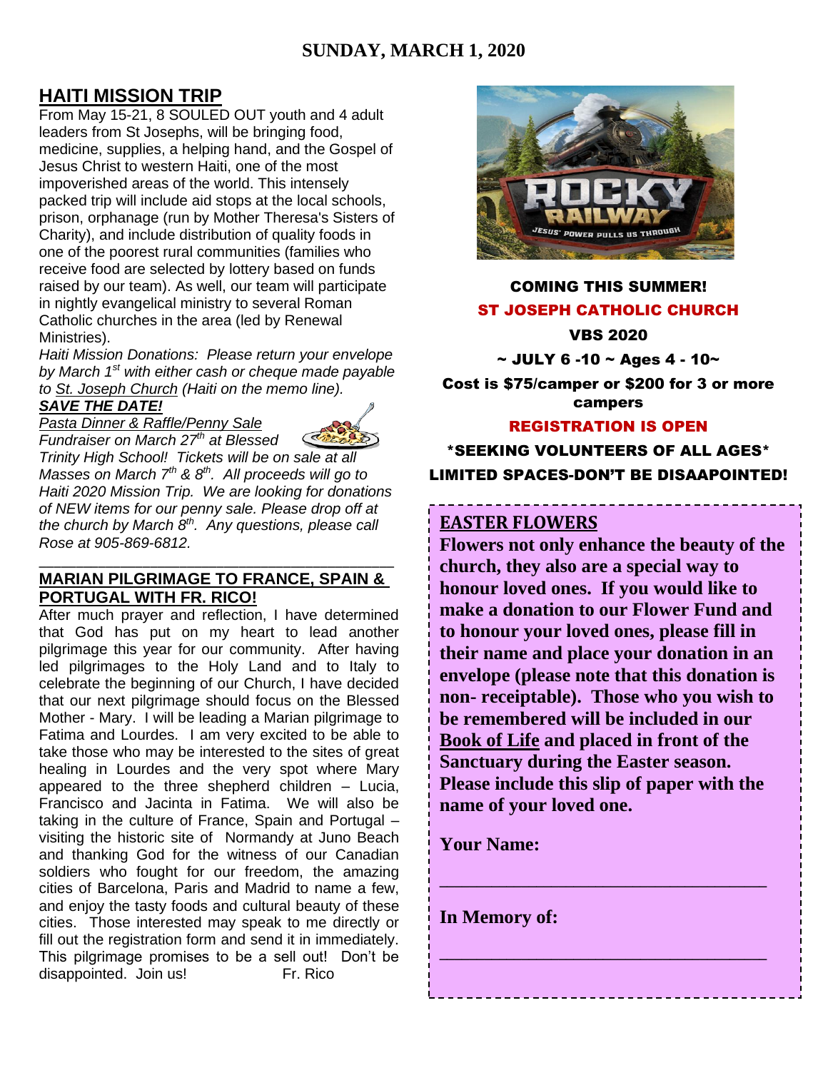**SUNDAY, MARCH 1, 2020**

## HAITI MISSION TRIP

From May 15-21, 8 SOULED OUT youth and 4 adult leaders from St Josephs, will be bringing food, medicine, supplies, a helping hand, and the Gospel of Jesus Christ to western Haiti, one of the most impoverished areas of the world. This intensely packed trip will include aid stops at the local schools, prison, orphanage (run by Mother Theresa's Sisters of Charity), and include distribution of quality foods in one of the poorest rural communities (families who receive food are selected by lottery based on funds raised by our team). As well, our team will participate in nightly evangelical ministry to several Roman Catholic churches in the area (led by Renewal Ministries).

*Haiti Mission Donations: Please return your envelope by March 1st with either cash or cheque made payable to St. Joseph Church (Haiti on the memo line).*

***SAVE THE DATE!***

*Pasta Dinner & Raffle/Penny Sale Fundraiser on March 27th at Blessed Trinity High School! Tickets will be on sale at all Masses on March 7th & 8th. All proceeds will go to Haiti 2020 Mission Trip. We are looking for donations of NEW items for our penny sale. Please drop off at the church by March 8th. Any questions, please call Rose at 905-869-6812.*

---

## MARIAN PILGRIMAGE TO FRANCE, SPAIN & PORTUGAL WITH FR. RICO!

After much prayer and reflection, I have determined that God has put on my heart to lead another pilgrimage this year for our community. After having led pilgrimages to the Holy Land and to Italy to celebrate the beginning of our Church, I have decided that our next pilgrimage should focus on the Blessed Mother - Mary. I will be leading a Marian pilgrimage to Fatima and Lourdes. I am very excited to be able to take those who may be interested to the sites of great healing in Lourdes and the very spot where Mary appeared to the three shepherd children – Lucia, Francisco and Jacinta in Fatima. We will also be taking in the culture of France, Spain and Portugal – visiting the historic site of Normandy at Juno Beach and thanking God for the witness of our Canadian soldiers who fought for our freedom, the amazing cities of Barcelona, Paris and Madrid to name a few, and enjoy the tasty foods and cultural beauty of these cities. Those interested may speak to me directly or fill out the registration form and send it in immediately. This pilgrimage promises to be a sell out! Don't be disappointed. Join us! Fr. Rico

**ROCKY RAILWAY**
JESUS' POWER PULLS US THROUGH

**COMING THIS SUMMER!**

**ST JOSEPH CATHOLIC CHURCH**

**VBS 2020**

**~ JULY 6 -10 ~ Ages 4 - 10~**

**Cost is $75/camper or $200 for 3 or more campers**

**REGISTRATION IS OPEN**

**\*SEEKING VOLUNTEERS OF ALL AGES\***

**LIMITED SPACES-DON'T BE DISAAPOINTED!**

## EASTER FLOWERS

**Flowers not only enhance the beauty of the church, they also are a special way to honour loved ones. If you would like to make a donation to our Flower Fund and to honour your loved ones, please fill in their name and place your donation in an envelope (please note that this donation is non- receiptable). Those who you wish to be remembered will be included in our Book of Life and placed in front of the Sanctuary during the Easter season. Please include this slip of paper with the name of your loved one.**

**Your Name:**

\_\_\_\_\_\_\_\_\_\_\_\_\_\_\_\_\_\_\_\_\_\_\_\_\_\_\_\_\_\_\_\_\_\_\_\_

**In Memory of:**

\_\_\_\_\_\_\_\_\_\_\_\_\_\_\_\_\_\_\_\_\_\_\_\_\_\_\_\_\_\_\_\_\_\_\_\_